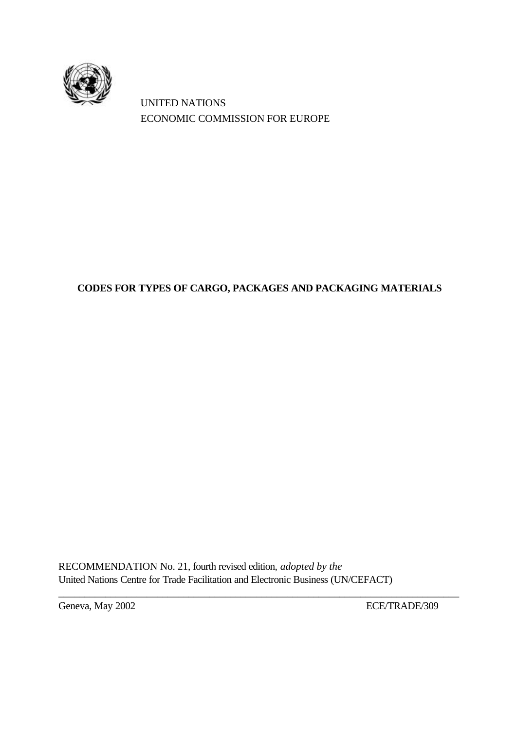UNITED NATIONS

ECONOMIC COMMISSION FOR EUROPE

# CODES FOR TYPES OF CARGO, PACKAGES AND PACKAGING MATERIALS

RECOMMENDATION No. 21, fourth revised edition, *adopted by the*
United Nations Centre for Trade Facilitation and Electronic Business (UN/CEFACT)

---

Geneva, May 2002 ECE/TRADE/309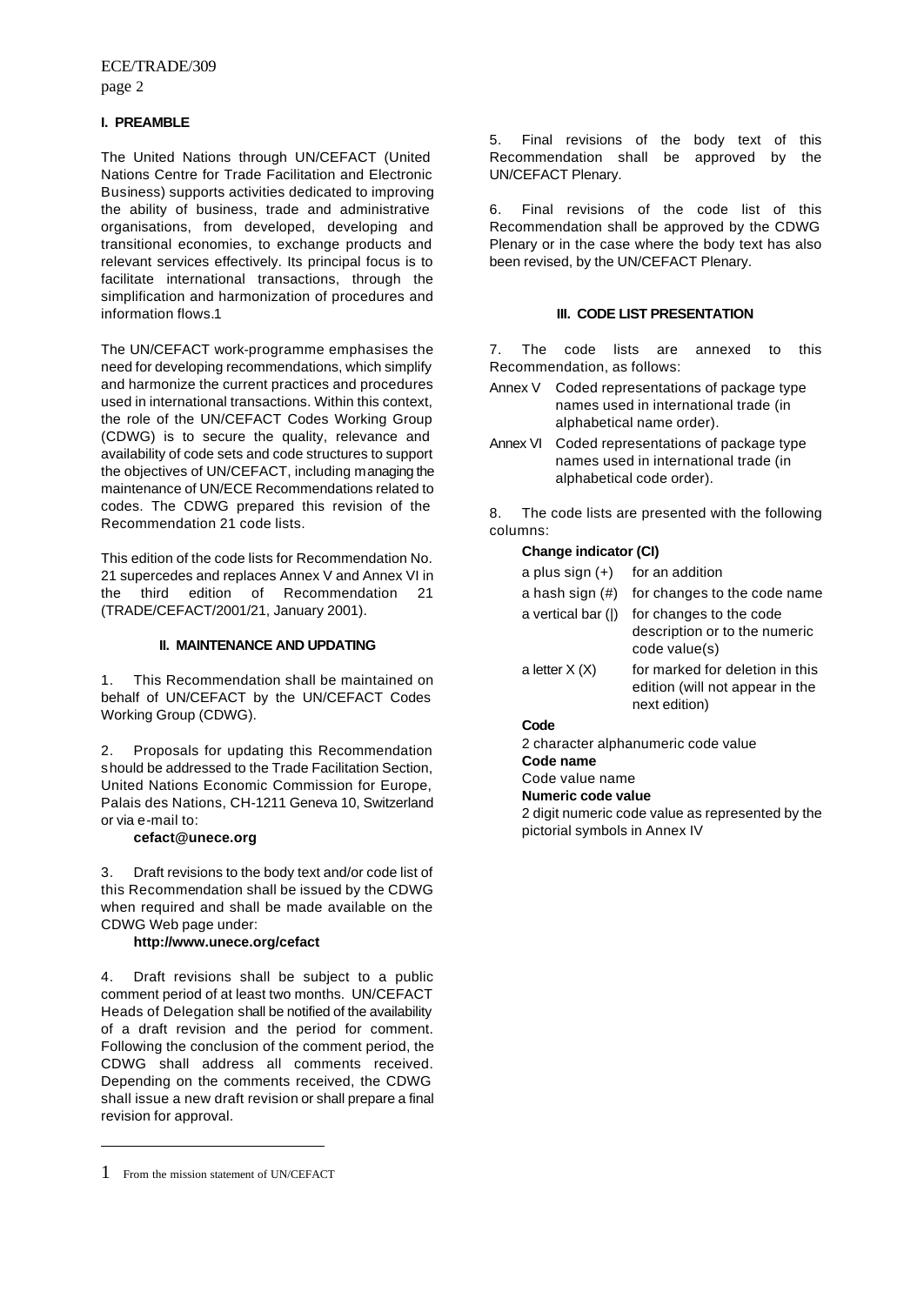## I. PREAMBLE

The United Nations through UN/CEFACT (United Nations Centre for Trade Facilitation and Electronic Business) supports activities dedicated to improving the ability of business, trade and administrative organisations, from developed, developing and transitional economies, to exchange products and relevant services effectively. Its principal focus is to facilitate international transactions, through the simplification and harmonization of procedures and information flows.[1]

The UN/CEFACT work-programme emphasises the need for developing recommendations, which simplify and harmonize the current practices and procedures used in international transactions. Within this context, the role of the UN/CEFACT Codes Working Group (CDWG) is to secure the quality, relevance and availability of code sets and code structures to support the objectives of UN/CEFACT, including managing the maintenance of UN/ECE Recommendations related to codes. The CDWG prepared this revision of the Recommendation 21 code lists.

This edition of the code lists for Recommendation No. 21 supercedes and replaces Annex V and Annex VI in the third edition of Recommendation 21 (TRADE/CEFACT/2001/21, January 2001).

## II. MAINTENANCE AND UPDATING

1. This Recommendation shall be maintained on behalf of UN/CEFACT by the UN/CEFACT Codes Working Group (CDWG).

2. Proposals for updating this Recommendation should be addressed to the Trade Facilitation Section, United Nations Economic Commission for Europe, Palais des Nations, CH-1211 Geneva 10, Switzerland or via e-mail to:

   **cefact@unece.org**

3. Draft revisions to the body text and/or code list of this Recommendation shall be issued by the CDWG when required and shall be made available on the CDWG Web page under:

   **http://www.unece.org/cefact**

4. Draft revisions shall be subject to a public comment period of at least two months. UN/CEFACT Heads of Delegation shall be notified of the availability of a draft revision and the period for comment. Following the conclusion of the comment period, the CDWG shall address all comments received. Depending on the comments received, the CDWG shall issue a new draft revision or shall prepare a final revision for approval.

5. Final revisions of the body text of this Recommendation shall be approved by the UN/CEFACT Plenary.

6. Final revisions of the code list of this Recommendation shall be approved by the CDWG Plenary or in the case where the body text has also been revised, by the UN/CEFACT Plenary.

## III. CODE LIST PRESENTATION

7. The code lists are annexed to this Recommendation, as follows:

- Annex V Coded representations of package type names used in international trade (in alphabetical name order).
- Annex VI Coded representations of package type names used in international trade (in alphabetical code order).

8. The code lists are presented with the following columns:

**Change indicator (CI)**

| | |
|---|---|
| a plus sign (+) | for an addition |
| a hash sign (#) | for changes to the code name |
| a vertical bar (\|) | for changes to the code description or to the numeric code value(s) |
| a letter X (X) | for marked for deletion in this edition (will not appear in the next edition) |

**Code**

2 character alphanumeric code value

**Code name**

Code value name

**Numeric code value**

2 digit numeric code value as represented by the pictorial symbols in Annex IV

---

[1] From the mission statement of UN/CEFACT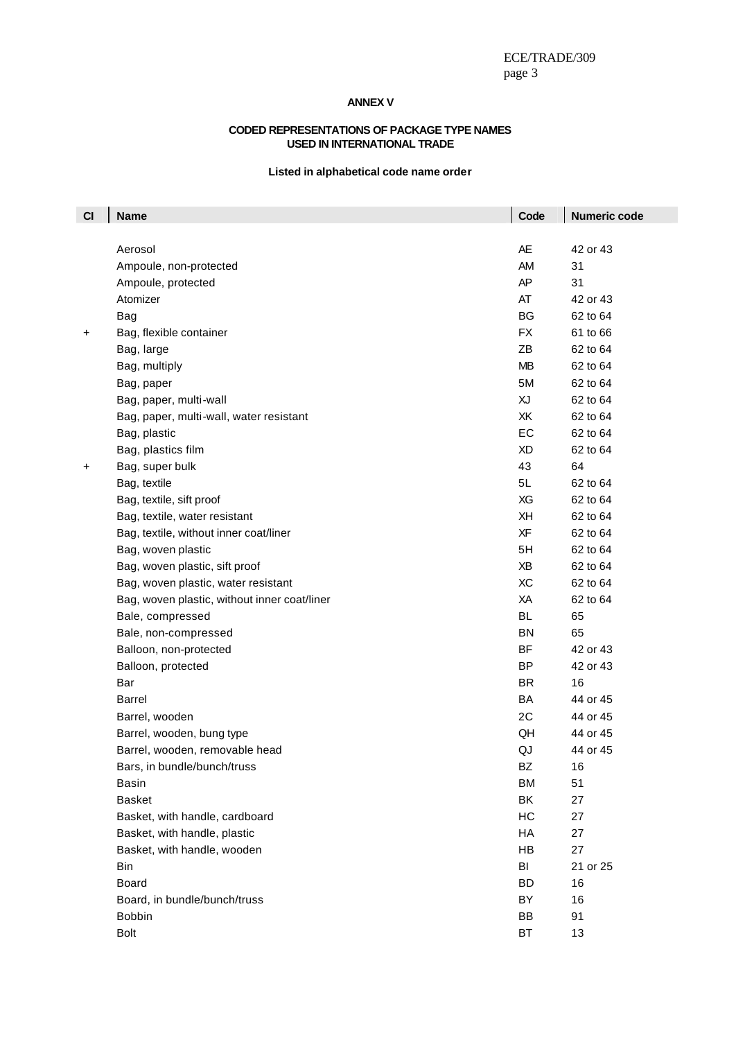**ANNEX V**

**CODED REPRESENTATIONS OF PACKAGE TYPE NAMES USED IN INTERNATIONAL TRADE**

**Listed in alphabetical code name order**

| Cl | Name | Code | Numeric code |
|---|---|---|---|
| | Aerosol | AE | 42 or 43 |
| | Ampoule, non-protected | AM | 31 |
| | Ampoule, protected | AP | 31 |
| | Atomizer | AT | 42 or 43 |
| | Bag | BG | 62 to 64 |
| + | Bag, flexible container | FX | 61 to 66 |
| | Bag, large | ZB | 62 to 64 |
| | Bag, multiply | MB | 62 to 64 |
| | Bag, paper | 5M | 62 to 64 |
| | Bag, paper, multi-wall | XJ | 62 to 64 |
| | Bag, paper, multi-wall, water resistant | XK | 62 to 64 |
| | Bag, plastic | EC | 62 to 64 |
| | Bag, plastics film | XD | 62 to 64 |
| + | Bag, super bulk | 43 | 64 |
| | Bag, textile | 5L | 62 to 64 |
| | Bag, textile, sift proof | XG | 62 to 64 |
| | Bag, textile, water resistant | XH | 62 to 64 |
| | Bag, textile, without inner coat/liner | XF | 62 to 64 |
| | Bag, woven plastic | 5H | 62 to 64 |
| | Bag, woven plastic, sift proof | XB | 62 to 64 |
| | Bag, woven plastic, water resistant | XC | 62 to 64 |
| | Bag, woven plastic, without inner coat/liner | XA | 62 to 64 |
| | Bale, compressed | BL | 65 |
| | Bale, non-compressed | BN | 65 |
| | Balloon, non-protected | BF | 42 or 43 |
| | Balloon, protected | BP | 42 or 43 |
| | Bar | BR | 16 |
| | Barrel | BA | 44 or 45 |
| | Barrel, wooden | 2C | 44 or 45 |
| | Barrel, wooden, bung type | QH | 44 or 45 |
| | Barrel, wooden, removable head | QJ | 44 or 45 |
| | Bars, in bundle/bunch/truss | BZ | 16 |
| | Basin | BM | 51 |
| | Basket | BK | 27 |
| | Basket, with handle, cardboard | HC | 27 |
| | Basket, with handle, plastic | HA | 27 |
| | Basket, with handle, wooden | HB | 27 |
| | Bin | BI | 21 or 25 |
| | Board | BD | 16 |
| | Board, in bundle/bunch/truss | BY | 16 |
| | Bobbin | BB | 91 |
| | Bolt | BT | 13 |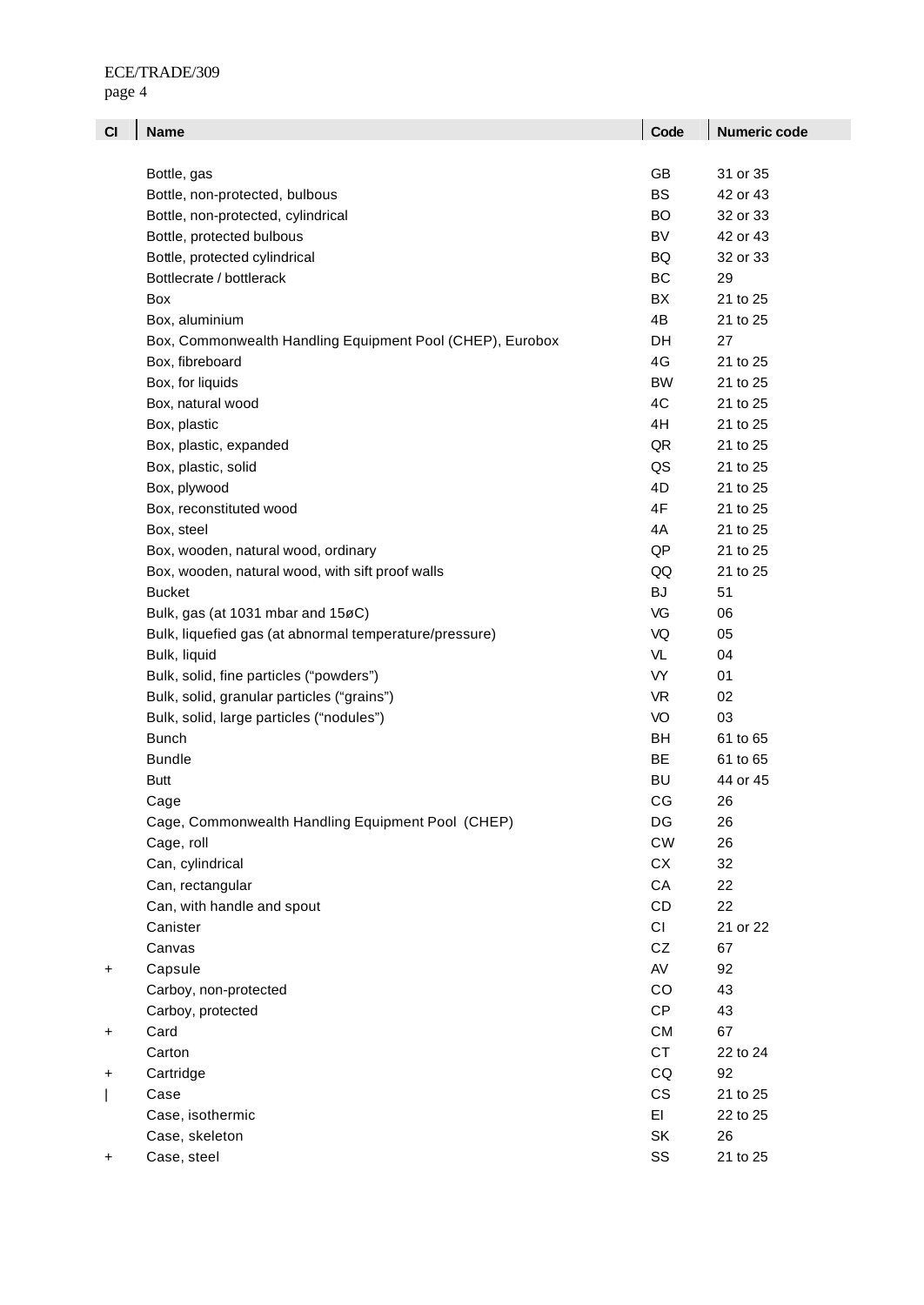| CI | Name | Code | Numeric code |
|---|---|---|---|
| | Bottle, gas | GB | 31 or 35 |
| | Bottle, non-protected, bulbous | BS | 42 or 43 |
| | Bottle, non-protected, cylindrical | BO | 32 or 33 |
| | Bottle, protected bulbous | BV | 42 or 43 |
| | Bottle, protected cylindrical | BQ | 32 or 33 |
| | Bottlecrate / bottlerack | BC | 29 |
| | Box | BX | 21 to 25 |
| | Box, aluminium | 4B | 21 to 25 |
| | Box, Commonwealth Handling Equipment Pool (CHEP), Eurobox | DH | 27 |
| | Box, fibreboard | 4G | 21 to 25 |
| | Box, for liquids | BW | 21 to 25 |
| | Box, natural wood | 4C | 21 to 25 |
| | Box, plastic | 4H | 21 to 25 |
| | Box, plastic, expanded | QR | 21 to 25 |
| | Box, plastic, solid | QS | 21 to 25 |
| | Box, plywood | 4D | 21 to 25 |
| | Box, reconstituted wood | 4F | 21 to 25 |
| | Box, steel | 4A | 21 to 25 |
| | Box, wooden, natural wood, ordinary | QP | 21 to 25 |
| | Box, wooden, natural wood, with sift proof walls | QQ | 21 to 25 |
| | Bucket | BJ | 51 |
| | Bulk, gas (at 1031 mbar and 15øC) | VG | 06 |
| | Bulk, liquefied gas (at abnormal temperature/pressure) | VQ | 05 |
| | Bulk, liquid | VL | 04 |
| | Bulk, solid, fine particles (“powders”) | VY | 01 |
| | Bulk, solid, granular particles (“grains”) | VR | 02 |
| | Bulk, solid, large particles (“nodules”) | VO | 03 |
| | Bunch | BH | 61 to 65 |
| | Bundle | BE | 61 to 65 |
| | Butt | BU | 44 or 45 |
| | Cage | CG | 26 |
| | Cage, Commonwealth Handling Equipment Pool (CHEP) | DG | 26 |
| | Cage, roll | CW | 26 |
| | Can, cylindrical | CX | 32 |
| | Can, rectangular | CA | 22 |
| | Can, with handle and spout | CD | 22 |
| | Canister | CI | 21 or 22 |
| | Canvas | CZ | 67 |
| + | Capsule | AV | 92 |
| | Carboy, non-protected | CO | 43 |
| | Carboy, protected | CP | 43 |
| + | Card | CM | 67 |
| | Carton | CT | 22 to 24 |
| + | Cartridge | CQ | 92 |
| \| | Case | CS | 21 to 25 |
| | Case, isothermic | EI | 22 to 25 |
| | Case, skeleton | SK | 26 |
| + | Case, steel | SS | 21 to 25 |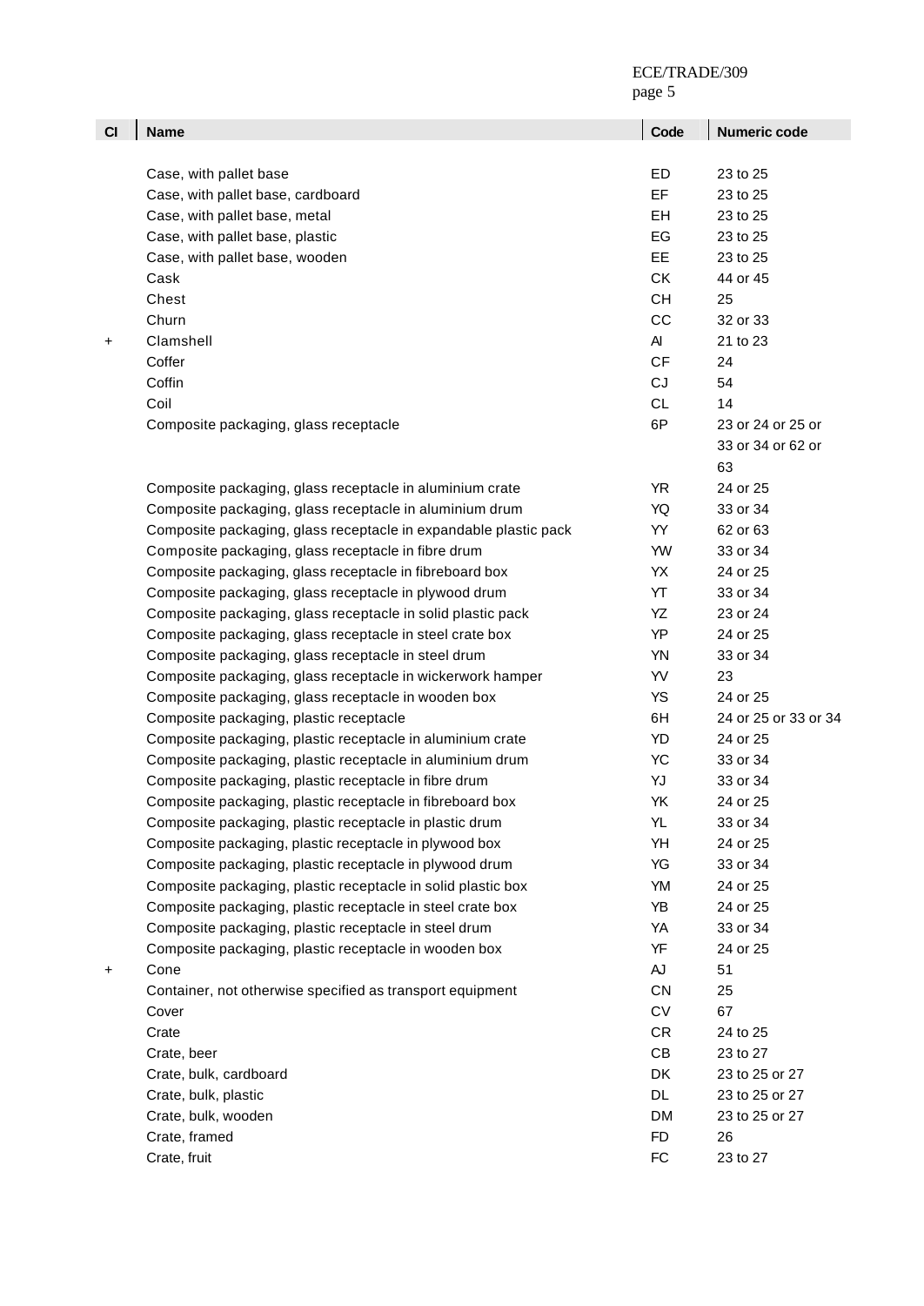| Cl | Name | Code | Numeric code |
|---|---|---|---|
| | Case, with pallet base | ED | 23 to 25 |
| | Case, with pallet base, cardboard | EF | 23 to 25 |
| | Case, with pallet base, metal | EH | 23 to 25 |
| | Case, with pallet base, plastic | EG | 23 to 25 |
| | Case, with pallet base, wooden | EE | 23 to 25 |
| | Cask | CK | 44 or 45 |
| | Chest | CH | 25 |
| | Churn | CC | 32 or 33 |
| + | Clamshell | AI | 21 to 23 |
| | Coffer | CF | 24 |
| | Coffin | CJ | 54 |
| | Coil | CL | 14 |
| | Composite packaging, glass receptacle | 6P | 23 or 24 or 25 or 33 or 34 or 62 or 63 |
| | Composite packaging, glass receptacle in aluminium crate | YR | 24 or 25 |
| | Composite packaging, glass receptacle in aluminium drum | YQ | 33 or 34 |
| | Composite packaging, glass receptacle in expandable plastic pack | YY | 62 or 63 |
| | Composite packaging, glass receptacle in fibre drum | YW | 33 or 34 |
| | Composite packaging, glass receptacle in fibreboard box | YX | 24 or 25 |
| | Composite packaging, glass receptacle in plywood drum | YT | 33 or 34 |
| | Composite packaging, glass receptacle in solid plastic pack | YZ | 23 or 24 |
| | Composite packaging, glass receptacle in steel crate box | YP | 24 or 25 |
| | Composite packaging, glass receptacle in steel drum | YN | 33 or 34 |
| | Composite packaging, glass receptacle in wickerwork hamper | YV | 23 |
| | Composite packaging, glass receptacle in wooden box | YS | 24 or 25 |
| | Composite packaging, plastic receptacle | 6H | 24 or 25 or 33 or 34 |
| | Composite packaging, plastic receptacle in aluminium crate | YD | 24 or 25 |
| | Composite packaging, plastic receptacle in aluminium drum | YC | 33 or 34 |
| | Composite packaging, plastic receptacle in fibre drum | YJ | 33 or 34 |
| | Composite packaging, plastic receptacle in fibreboard box | YK | 24 or 25 |
| | Composite packaging, plastic receptacle in plastic drum | YL | 33 or 34 |
| | Composite packaging, plastic receptacle in plywood box | YH | 24 or 25 |
| | Composite packaging, plastic receptacle in plywood drum | YG | 33 or 34 |
| | Composite packaging, plastic receptacle in solid plastic box | YM | 24 or 25 |
| | Composite packaging, plastic receptacle in steel crate box | YB | 24 or 25 |
| | Composite packaging, plastic receptacle in steel drum | YA | 33 or 34 |
| | Composite packaging, plastic receptacle in wooden box | YF | 24 or 25 |
| + | Cone | AJ | 51 |
| | Container, not otherwise specified as transport equipment | CN | 25 |
| | Cover | CV | 67 |
| | Crate | CR | 24 to 25 |
| | Crate, beer | CB | 23 to 27 |
| | Crate, bulk, cardboard | DK | 23 to 25 or 27 |
| | Crate, bulk, plastic | DL | 23 to 25 or 27 |
| | Crate, bulk, wooden | DM | 23 to 25 or 27 |
| | Crate, framed | FD | 26 |
| | Crate, fruit | FC | 23 to 27 |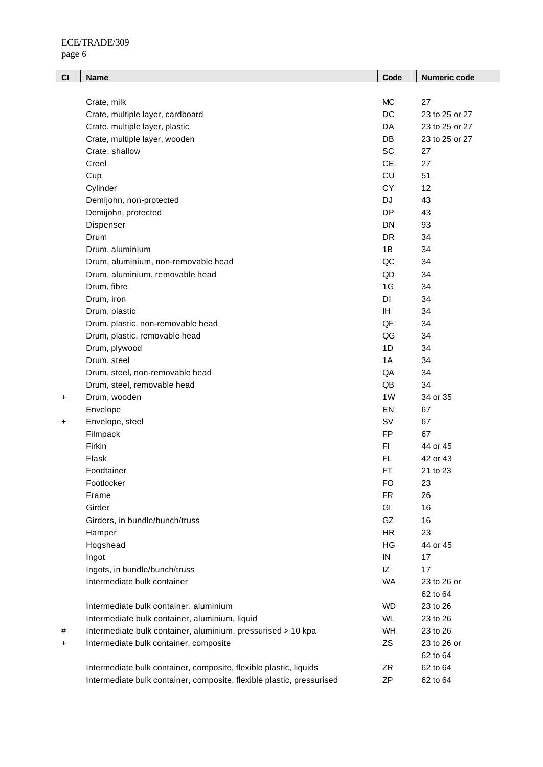| Cl | Name | Code | Numeric code |
|---|---|---|---|
| | Crate, milk | MC | 27 |
| | Crate, multiple layer, cardboard | DC | 23 to 25 or 27 |
| | Crate, multiple layer, plastic | DA | 23 to 25 or 27 |
| | Crate, multiple layer, wooden | DB | 23 to 25 or 27 |
| | Crate, shallow | SC | 27 |
| | Creel | CE | 27 |
| | Cup | CU | 51 |
| | Cylinder | CY | 12 |
| | Demijohn, non-protected | DJ | 43 |
| | Demijohn, protected | DP | 43 |
| | Dispenser | DN | 93 |
| | Drum | DR | 34 |
| | Drum, aluminium | 1B | 34 |
| | Drum, aluminium, non-removable head | QC | 34 |
| | Drum, aluminium, removable head | QD | 34 |
| | Drum, fibre | 1G | 34 |
| | Drum, iron | DI | 34 |
| | Drum, plastic | IH | 34 |
| | Drum, plastic, non-removable head | QF | 34 |
| | Drum, plastic, removable head | QG | 34 |
| | Drum, plywood | 1D | 34 |
| | Drum, steel | 1A | 34 |
| | Drum, steel, non-removable head | QA | 34 |
| | Drum, steel, removable head | QB | 34 |
| + | Drum, wooden | 1W | 34 or 35 |
| | Envelope | EN | 67 |
| + | Envelope, steel | SV | 67 |
| | Filmpack | FP | 67 |
| | Firkin | FI | 44 or 45 |
| | Flask | FL | 42 or 43 |
| | Foodtainer | FT | 21 to 23 |
| | Footlocker | FO | 23 |
| | Frame | FR | 26 |
| | Girder | GI | 16 |
| | Girders, in bundle/bunch/truss | GZ | 16 |
| | Hamper | HR | 23 |
| | Hogshead | HG | 44 or 45 |
| | Ingot | IN | 17 |
| | Ingots, in bundle/bunch/truss | IZ | 17 |
| | Intermediate bulk container | WA | 23 to 26 or 62 to 64 |
| | Intermediate bulk container, aluminium | WD | 23 to 26 |
| | Intermediate bulk container, aluminium, liquid | WL | 23 to 26 |
| # | Intermediate bulk container, aluminium, pressurised > 10 kpa | WH | 23 to 26 |
| + | Intermediate bulk container, composite | ZS | 23 to 26 or 62 to 64 |
| | Intermediate bulk container, composite, flexible plastic, liquids | ZR | 62 to 64 |
| | Intermediate bulk container, composite, flexible plastic, pressurised | ZP | 62 to 64 |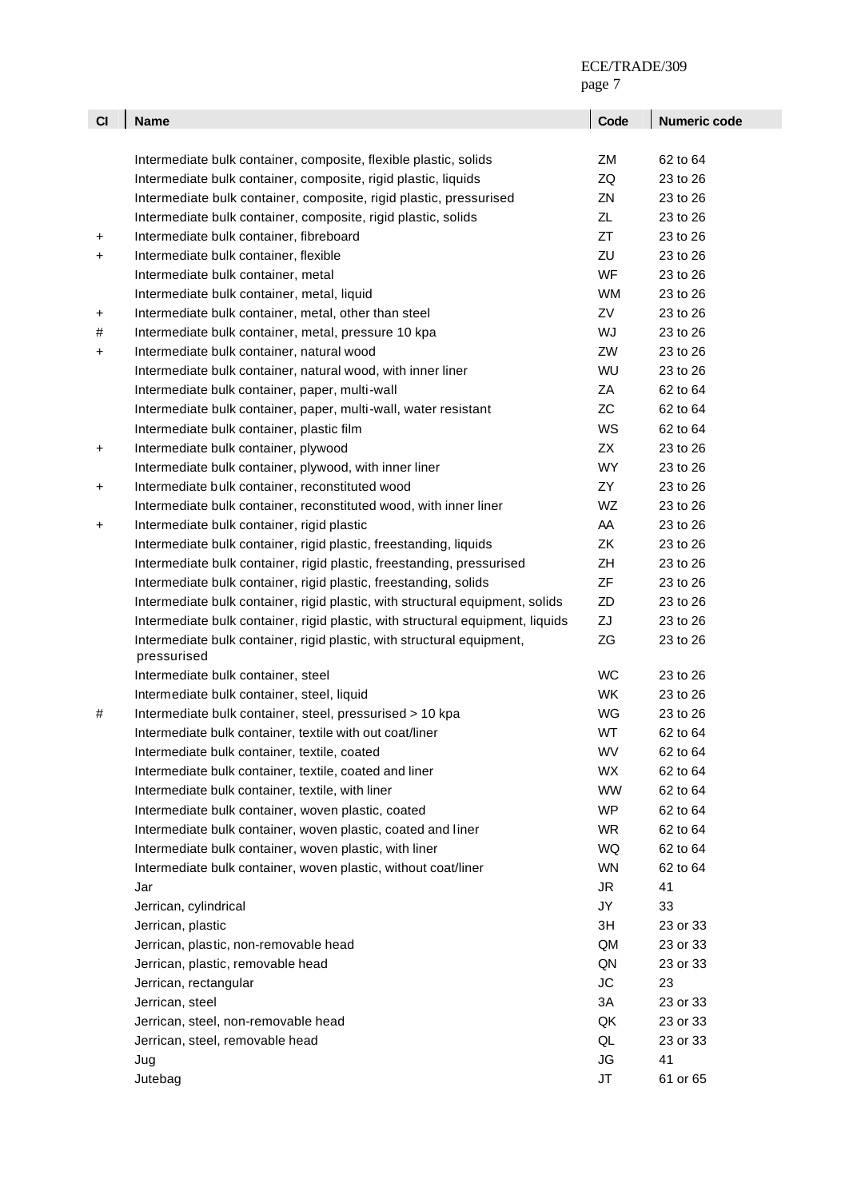| Cl | Name | Code | Numeric code |
|---|---|---|---|
| | Intermediate bulk container, composite, flexible plastic, solids | ZM | 62 to 64 |
| | Intermediate bulk container, composite, rigid plastic, liquids | ZQ | 23 to 26 |
| | Intermediate bulk container, composite, rigid plastic, pressurised | ZN | 23 to 26 |
| | Intermediate bulk container, composite, rigid plastic, solids | ZL | 23 to 26 |
| + | Intermediate bulk container, fibreboard | ZT | 23 to 26 |
| + | Intermediate bulk container, flexible | ZU | 23 to 26 |
| | Intermediate bulk container, metal | WF | 23 to 26 |
| | Intermediate bulk container, metal, liquid | WM | 23 to 26 |
| + | Intermediate bulk container, metal, other than steel | ZV | 23 to 26 |
| # | Intermediate bulk container, metal, pressure 10 kpa | WJ | 23 to 26 |
| + | Intermediate bulk container, natural wood | ZW | 23 to 26 |
| | Intermediate bulk container, natural wood, with inner liner | WU | 23 to 26 |
| | Intermediate bulk container, paper, multi-wall | ZA | 62 to 64 |
| | Intermediate bulk container, paper, multi-wall, water resistant | ZC | 62 to 64 |
| | Intermediate bulk container, plastic film | WS | 62 to 64 |
| + | Intermediate bulk container, plywood | ZX | 23 to 26 |
| | Intermediate bulk container, plywood, with inner liner | WY | 23 to 26 |
| + | Intermediate bulk container, reconstituted wood | ZY | 23 to 26 |
| | Intermediate bulk container, reconstituted wood, with inner liner | WZ | 23 to 26 |
| + | Intermediate bulk container, rigid plastic | AA | 23 to 26 |
| | Intermediate bulk container, rigid plastic, freestanding, liquids | ZK | 23 to 26 |
| | Intermediate bulk container, rigid plastic, freestanding, pressurised | ZH | 23 to 26 |
| | Intermediate bulk container, rigid plastic, freestanding, solids | ZF | 23 to 26 |
| | Intermediate bulk container, rigid plastic, with structural equipment, solids | ZD | 23 to 26 |
| | Intermediate bulk container, rigid plastic, with structural equipment, liquids | ZJ | 23 to 26 |
| | Intermediate bulk container, rigid plastic, with structural equipment, pressurised | ZG | 23 to 26 |
| | Intermediate bulk container, steel | WC | 23 to 26 |
| | Intermediate bulk container, steel, liquid | WK | 23 to 26 |
| # | Intermediate bulk container, steel, pressurised > 10 kpa | WG | 23 to 26 |
| | Intermediate bulk container, textile with out coat/liner | WT | 62 to 64 |
| | Intermediate bulk container, textile, coated | WV | 62 to 64 |
| | Intermediate bulk container, textile, coated and liner | WX | 62 to 64 |
| | Intermediate bulk container, textile, with liner | WW | 62 to 64 |
| | Intermediate bulk container, woven plastic, coated | WP | 62 to 64 |
| | Intermediate bulk container, woven plastic, coated and liner | WR | 62 to 64 |
| | Intermediate bulk container, woven plastic, with liner | WQ | 62 to 64 |
| | Intermediate bulk container, woven plastic, without coat/liner | WN | 62 to 64 |
| | Jar | JR | 41 |
| | Jerrican, cylindrical | JY | 33 |
| | Jerrican, plastic | 3H | 23 or 33 |
| | Jerrican, plastic, non-removable head | QM | 23 or 33 |
| | Jerrican, plastic, removable head | QN | 23 or 33 |
| | Jerrican, rectangular | JC | 23 |
| | Jerrican, steel | 3A | 23 or 33 |
| | Jerrican, steel, non-removable head | QK | 23 or 33 |
| | Jerrican, steel, removable head | QL | 23 or 33 |
| | Jug | JG | 41 |
| | Jutebag | JT | 61 or 65 |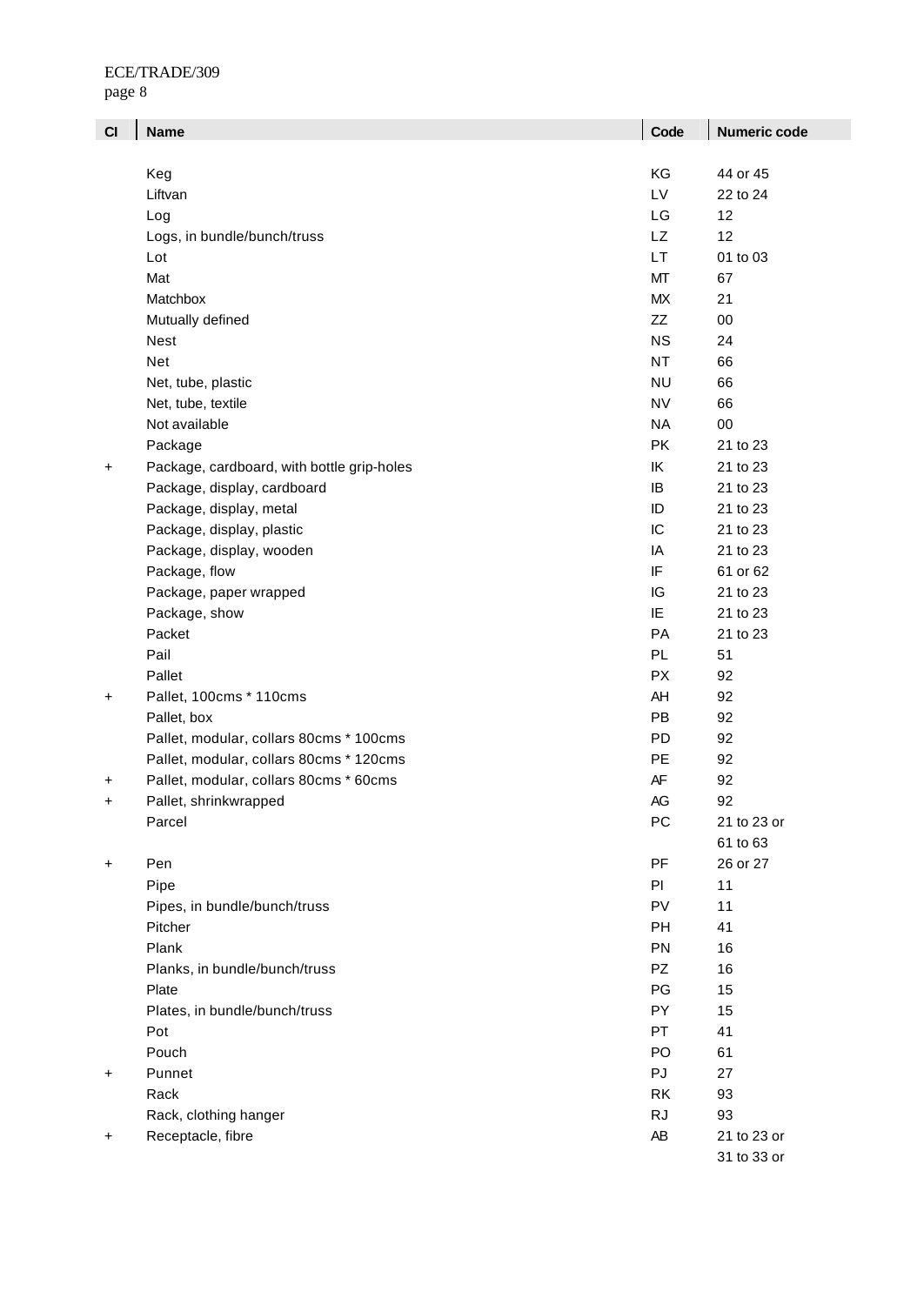| Cl | Name | Code | Numeric code |
|---|---|---|---|
| | Keg | KG | 44 or 45 |
| | Liftvan | LV | 22 to 24 |
| | Log | LG | 12 |
| | Logs, in bundle/bunch/truss | LZ | 12 |
| | Lot | LT | 01 to 03 |
| | Mat | MT | 67 |
| | Matchbox | MX | 21 |
| | Mutually defined | ZZ | 00 |
| | Nest | NS | 24 |
| | Net | NT | 66 |
| | Net, tube, plastic | NU | 66 |
| | Net, tube, textile | NV | 66 |
| | Not available | NA | 00 |
| | Package | PK | 21 to 23 |
| + | Package, cardboard, with bottle grip-holes | IK | 21 to 23 |
| | Package, display, cardboard | IB | 21 to 23 |
| | Package, display, metal | ID | 21 to 23 |
| | Package, display, plastic | IC | 21 to 23 |
| | Package, display, wooden | IA | 21 to 23 |
| | Package, flow | IF | 61 or 62 |
| | Package, paper wrapped | IG | 21 to 23 |
| | Package, show | IE | 21 to 23 |
| | Packet | PA | 21 to 23 |
| | Pail | PL | 51 |
| | Pallet | PX | 92 |
| + | Pallet, 100cms * 110cms | AH | 92 |
| | Pallet, box | PB | 92 |
| | Pallet, modular, collars 80cms * 100cms | PD | 92 |
| | Pallet, modular, collars 80cms * 120cms | PE | 92 |
| + | Pallet, modular, collars 80cms * 60cms | AF | 92 |
| + | Pallet, shrinkwrapped | AG | 92 |
| | Parcel | PC | 21 to 23 or 61 to 63 |
| + | Pen | PF | 26 or 27 |
| | Pipe | PI | 11 |
| | Pipes, in bundle/bunch/truss | PV | 11 |
| | Pitcher | PH | 41 |
| | Plank | PN | 16 |
| | Planks, in bundle/bunch/truss | PZ | 16 |
| | Plate | PG | 15 |
| | Plates, in bundle/bunch/truss | PY | 15 |
| | Pot | PT | 41 |
| | Pouch | PO | 61 |
| + | Punnet | PJ | 27 |
| | Rack | RK | 93 |
| | Rack, clothing hanger | RJ | 93 |
| + | Receptacle, fibre | AB | 21 to 23 or 31 to 33 or |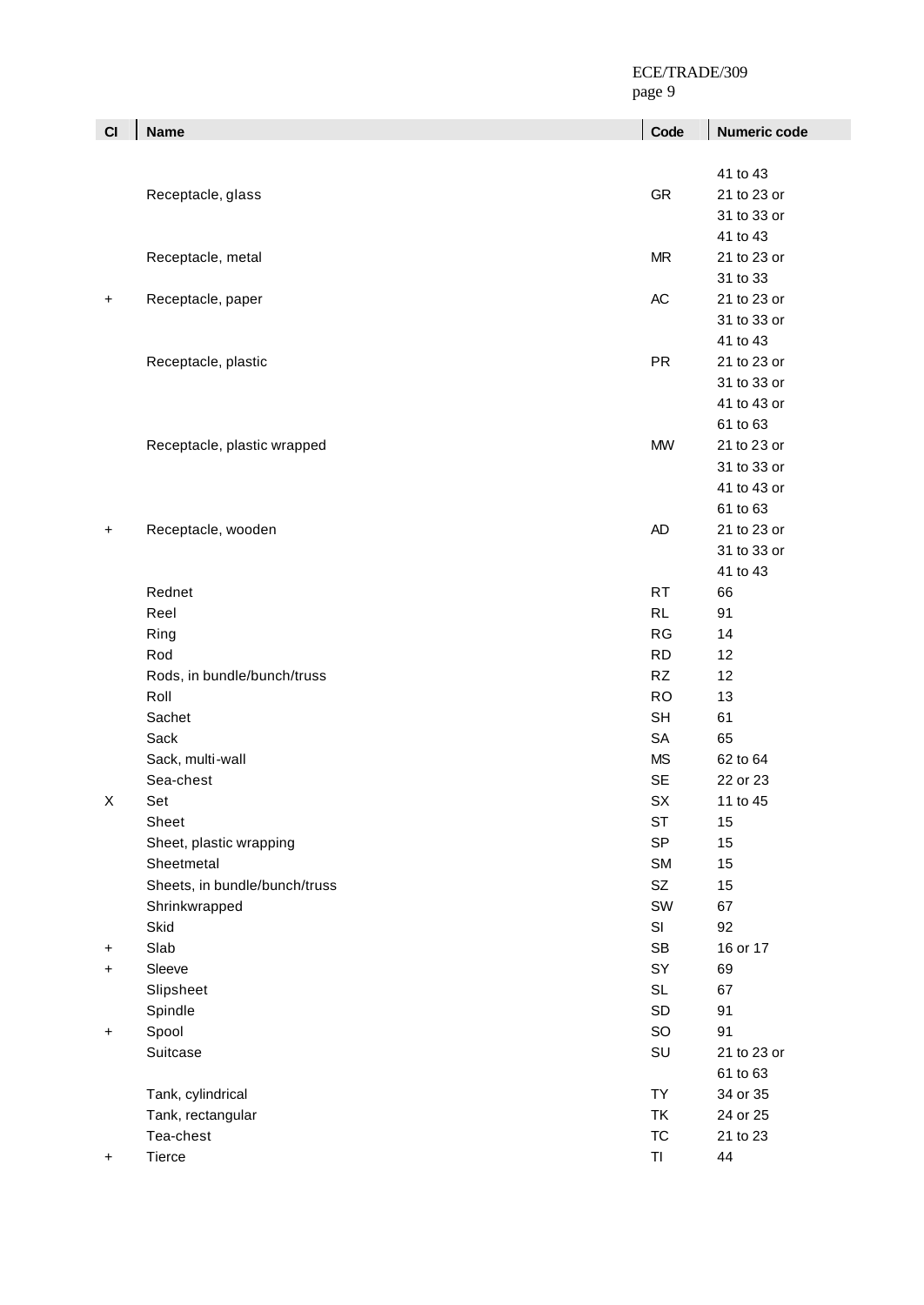| Cl | Name | Code | Numeric code |
|---|---|---|---|
| | | | 41 to 43 |
| | Receptacle, glass | GR | 21 to 23 or 31 to 33 or 41 to 43 |
| | Receptacle, metal | MR | 21 to 23 or 31 to 33 |
| + | Receptacle, paper | AC | 21 to 23 or 31 to 33 or 41 to 43 |
| | Receptacle, plastic | PR | 21 to 23 or 31 to 33 or 41 to 43 or 61 to 63 |
| | Receptacle, plastic wrapped | MW | 21 to 23 or 31 to 33 or 41 to 43 or 61 to 63 |
| + | Receptacle, wooden | AD | 21 to 23 or 31 to 33 or 41 to 43 |
| | Rednet | RT | 66 |
| | Reel | RL | 91 |
| | Ring | RG | 14 |
| | Rod | RD | 12 |
| | Rods, in bundle/bunch/truss | RZ | 12 |
| | Roll | RO | 13 |
| | Sachet | SH | 61 |
| | Sack | SA | 65 |
| | Sack, multi-wall | MS | 62 to 64 |
| | Sea-chest | SE | 22 or 23 |
| X | Set | SX | 11 to 45 |
| | Sheet | ST | 15 |
| | Sheet, plastic wrapping | SP | 15 |
| | Sheetmetal | SM | 15 |
| | Sheets, in bundle/bunch/truss | SZ | 15 |
| | Shrinkwrapped | SW | 67 |
| | Skid | SI | 92 |
| + | Slab | SB | 16 or 17 |
| + | Sleeve | SY | 69 |
| | Slipsheet | SL | 67 |
| | Spindle | SD | 91 |
| + | Spool | SO | 91 |
| | Suitcase | SU | 21 to 23 or 61 to 63 |
| | Tank, cylindrical | TY | 34 or 35 |
| | Tank, rectangular | TK | 24 or 25 |
| | Tea-chest | TC | 21 to 23 |
| + | Tierce | TI | 44 |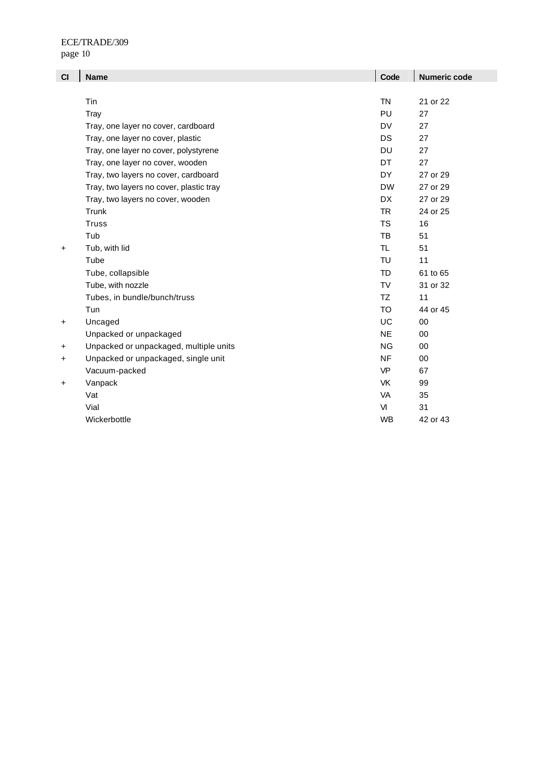| Cl | Name | Code | Numeric code |
|---|---|---|---|
| | Tin | TN | 21 or 22 |
| | Tray | PU | 27 |
| | Tray, one layer no cover, cardboard | DV | 27 |
| | Tray, one layer no cover, plastic | DS | 27 |
| | Tray, one layer no cover, polystyrene | DU | 27 |
| | Tray, one layer no cover, wooden | DT | 27 |
| | Tray, two layers no cover, cardboard | DY | 27 or 29 |
| | Tray, two layers no cover, plastic tray | DW | 27 or 29 |
| | Tray, two layers no cover, wooden | DX | 27 or 29 |
| | Trunk | TR | 24 or 25 |
| | Truss | TS | 16 |
| | Tub | TB | 51 |
| + | Tub, with lid | TL | 51 |
| | Tube | TU | 11 |
| | Tube, collapsible | TD | 61 to 65 |
| | Tube, with nozzle | TV | 31 or 32 |
| | Tubes, in bundle/bunch/truss | TZ | 11 |
| | Tun | TO | 44 or 45 |
| + | Uncaged | UC | 00 |
| | Unpacked or unpackaged | NE | 00 |
| + | Unpacked or unpackaged, multiple units | NG | 00 |
| + | Unpacked or unpackaged, single unit | NF | 00 |
| | Vacuum-packed | VP | 67 |
| + | Vanpack | VK | 99 |
| | Vat | VA | 35 |
| | Vial | VI | 31 |
| | Wickerbottle | WB | 42 or 43 |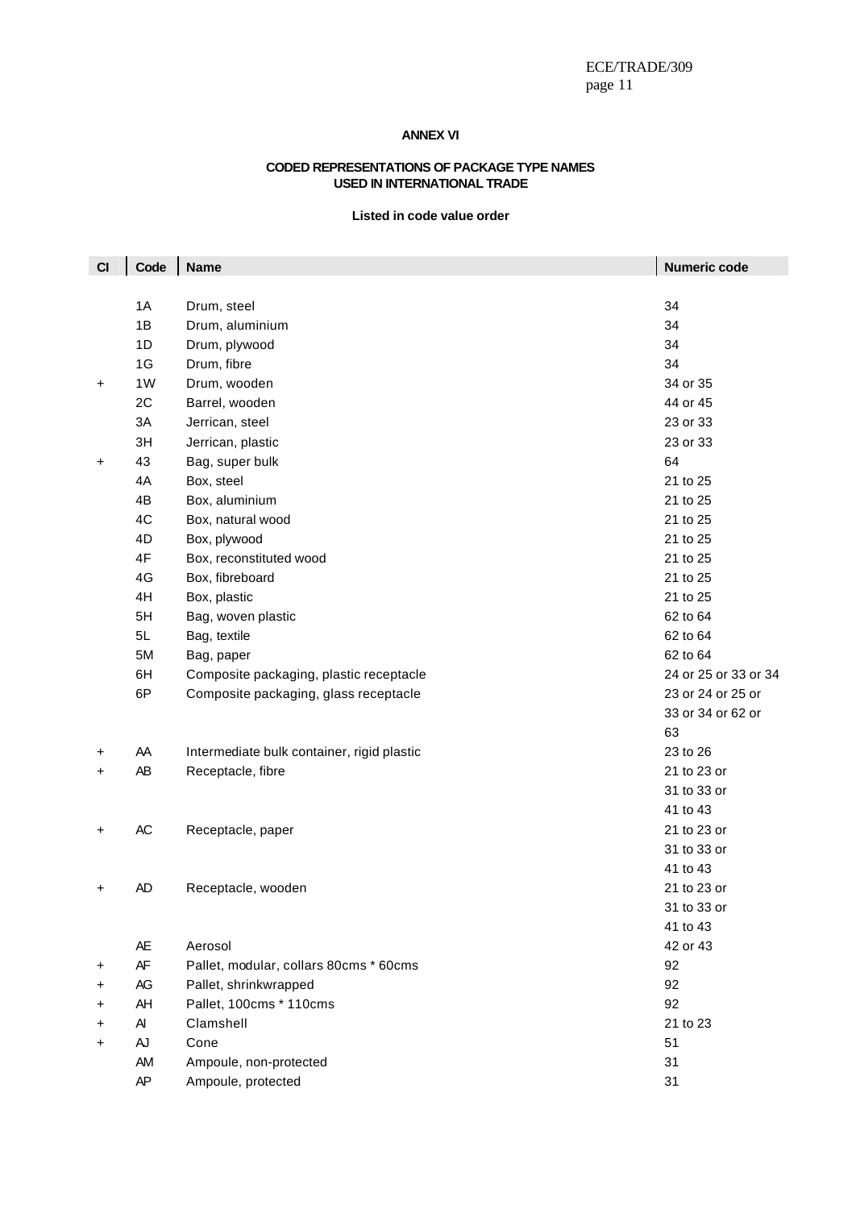## ANNEX VI

### CODED REPRESENTATIONS OF PACKAGE TYPE NAMES USED IN INTERNATIONAL TRADE

**Listed in code value order**

| Cl | Code | Name | Numeric code |
|---|---|---|---|
| | 1A | Drum, steel | 34 |
| | 1B | Drum, aluminium | 34 |
| | 1D | Drum, plywood | 34 |
| | 1G | Drum, fibre | 34 |
| + | 1W | Drum, wooden | 34 or 35 |
| | 2C | Barrel, wooden | 44 or 45 |
| | 3A | Jerrican, steel | 23 or 33 |
| | 3H | Jerrican, plastic | 23 or 33 |
| + | 43 | Bag, super bulk | 64 |
| | 4A | Box, steel | 21 to 25 |
| | 4B | Box, aluminium | 21 to 25 |
| | 4C | Box, natural wood | 21 to 25 |
| | 4D | Box, plywood | 21 to 25 |
| | 4F | Box, reconstituted wood | 21 to 25 |
| | 4G | Box, fibreboard | 21 to 25 |
| | 4H | Box, plastic | 21 to 25 |
| | 5H | Bag, woven plastic | 62 to 64 |
| | 5L | Bag, textile | 62 to 64 |
| | 5M | Bag, paper | 62 to 64 |
| | 6H | Composite packaging, plastic receptacle | 24 or 25 or 33 or 34 |
| | 6P | Composite packaging, glass receptacle | 23 or 24 or 25 or 33 or 34 or 62 or 63 |
| + | AA | Intermediate bulk container, rigid plastic | 23 to 26 |
| + | AB | Receptacle, fibre | 21 to 23 or 31 to 33 or 41 to 43 |
| + | AC | Receptacle, paper | 21 to 23 or 31 to 33 or 41 to 43 |
| + | AD | Receptacle, wooden | 21 to 23 or 31 to 33 or 41 to 43 |
| | AE | Aerosol | 42 or 43 |
| + | AF | Pallet, modular, collars 80cms * 60cms | 92 |
| + | AG | Pallet, shrinkwrapped | 92 |
| + | AH | Pallet, 100cms * 110cms | 92 |
| + | AI | Clamshell | 21 to 23 |
| + | AJ | Cone | 51 |
| | AM | Ampoule, non-protected | 31 |
| | AP | Ampoule, protected | 31 |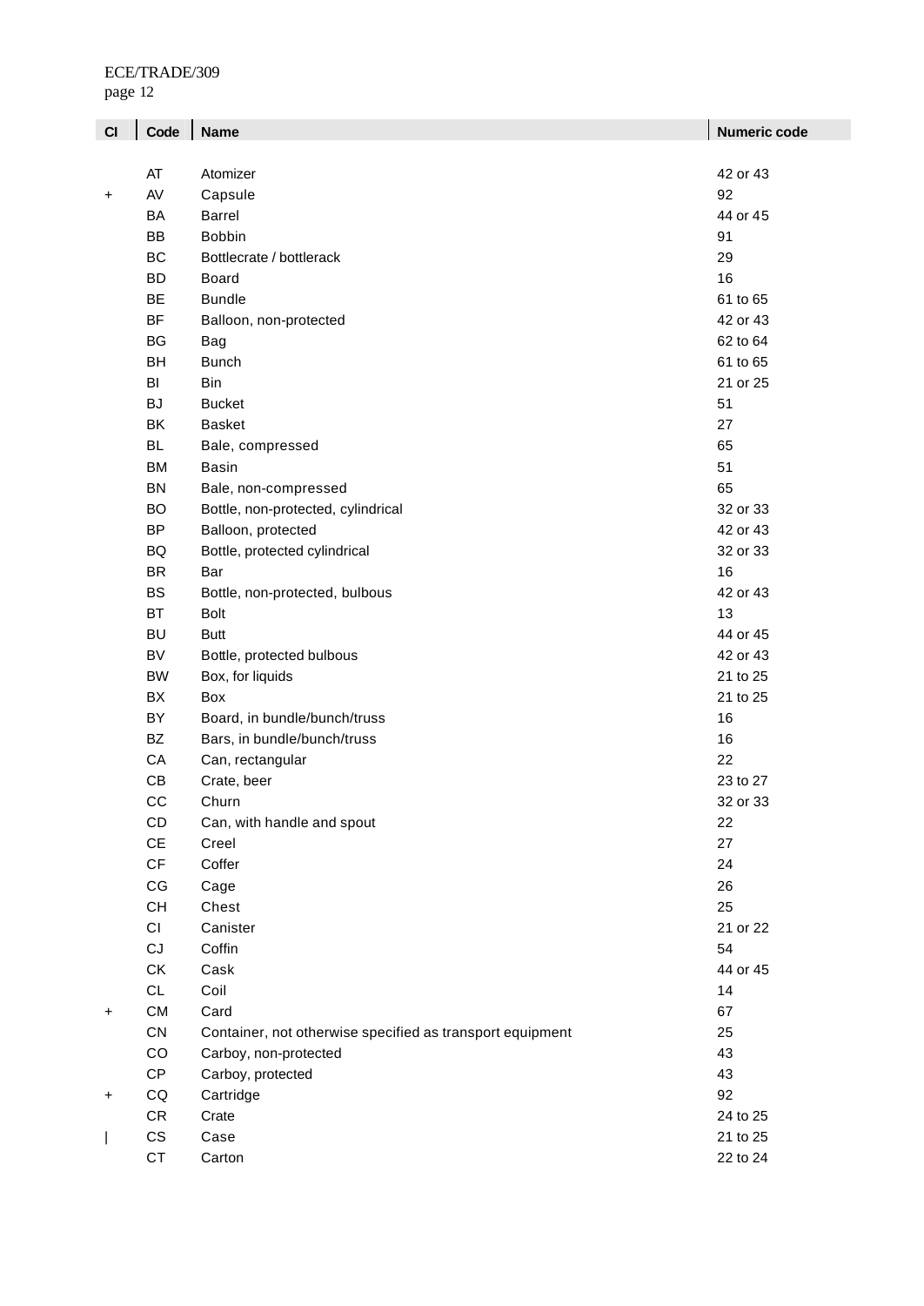| Cl | Code | Name | Numeric code |
|---|---|---|---|
| | AT | Atomizer | 42 or 43 |
| + | AV | Capsule | 92 |
| | BA | Barrel | 44 or 45 |
| | BB | Bobbin | 91 |
| | BC | Bottlecrate / bottlerack | 29 |
| | BD | Board | 16 |
| | BE | Bundle | 61 to 65 |
| | BF | Balloon, non-protected | 42 or 43 |
| | BG | Bag | 62 to 64 |
| | BH | Bunch | 61 to 65 |
| | BI | Bin | 21 or 25 |
| | BJ | Bucket | 51 |
| | BK | Basket | 27 |
| | BL | Bale, compressed | 65 |
| | BM | Basin | 51 |
| | BN | Bale, non-compressed | 65 |
| | BO | Bottle, non-protected, cylindrical | 32 or 33 |
| | BP | Balloon, protected | 42 or 43 |
| | BQ | Bottle, protected cylindrical | 32 or 33 |
| | BR | Bar | 16 |
| | BS | Bottle, non-protected, bulbous | 42 or 43 |
| | BT | Bolt | 13 |
| | BU | Butt | 44 or 45 |
| | BV | Bottle, protected bulbous | 42 or 43 |
| | BW | Box, for liquids | 21 to 25 |
| | BX | Box | 21 to 25 |
| | BY | Board, in bundle/bunch/truss | 16 |
| | BZ | Bars, in bundle/bunch/truss | 16 |
| | CA | Can, rectangular | 22 |
| | CB | Crate, beer | 23 to 27 |
| | CC | Churn | 32 or 33 |
| | CD | Can, with handle and spout | 22 |
| | CE | Creel | 27 |
| | CF | Coffer | 24 |
| | CG | Cage | 26 |
| | CH | Chest | 25 |
| | CI | Canister | 21 or 22 |
| | CJ | Coffin | 54 |
| | CK | Cask | 44 or 45 |
| | CL | Coil | 14 |
| + | CM | Card | 67 |
| | CN | Container, not otherwise specified as transport equipment | 25 |
| | CO | Carboy, non-protected | 43 |
| | CP | Carboy, protected | 43 |
| + | CQ | Cartridge | 92 |
| | CR | Crate | 24 to 25 |
| \| | CS | Case | 21 to 25 |
| | CT | Carton | 22 to 24 |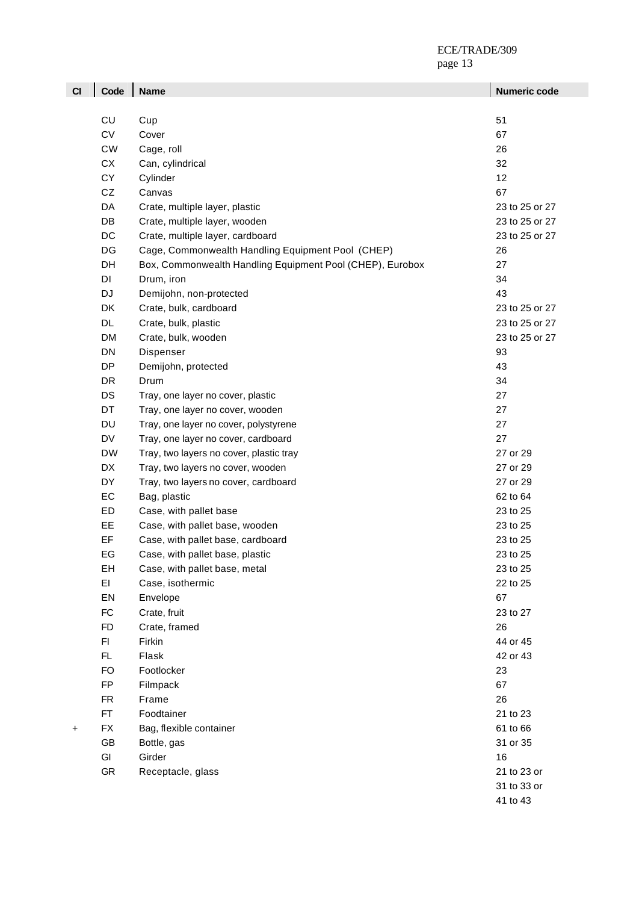| Cl | Code | Name | Numeric code |
|---|---|---|---|
| | CU | Cup | 51 |
| | CV | Cover | 67 |
| | CW | Cage, roll | 26 |
| | CX | Can, cylindrical | 32 |
| | CY | Cylinder | 12 |
| | CZ | Canvas | 67 |
| | DA | Crate, multiple layer, plastic | 23 to 25 or 27 |
| | DB | Crate, multiple layer, wooden | 23 to 25 or 27 |
| | DC | Crate, multiple layer, cardboard | 23 to 25 or 27 |
| | DG | Cage, Commonwealth Handling Equipment Pool (CHEP) | 26 |
| | DH | Box, Commonwealth Handling Equipment Pool (CHEP), Eurobox | 27 |
| | DI | Drum, iron | 34 |
| | DJ | Demijohn, non-protected | 43 |
| | DK | Crate, bulk, cardboard | 23 to 25 or 27 |
| | DL | Crate, bulk, plastic | 23 to 25 or 27 |
| | DM | Crate, bulk, wooden | 23 to 25 or 27 |
| | DN | Dispenser | 93 |
| | DP | Demijohn, protected | 43 |
| | DR | Drum | 34 |
| | DS | Tray, one layer no cover, plastic | 27 |
| | DT | Tray, one layer no cover, wooden | 27 |
| | DU | Tray, one layer no cover, polystyrene | 27 |
| | DV | Tray, one layer no cover, cardboard | 27 |
| | DW | Tray, two layers no cover, plastic tray | 27 or 29 |
| | DX | Tray, two layers no cover, wooden | 27 or 29 |
| | DY | Tray, two layers no cover, cardboard | 27 or 29 |
| | EC | Bag, plastic | 62 to 64 |
| | ED | Case, with pallet base | 23 to 25 |
| | EE | Case, with pallet base, wooden | 23 to 25 |
| | EF | Case, with pallet base, cardboard | 23 to 25 |
| | EG | Case, with pallet base, plastic | 23 to 25 |
| | EH | Case, with pallet base, metal | 23 to 25 |
| | EI | Case, isothermic | 22 to 25 |
| | EN | Envelope | 67 |
| | FC | Crate, fruit | 23 to 27 |
| | FD | Crate, framed | 26 |
| | FI | Firkin | 44 or 45 |
| | FL | Flask | 42 or 43 |
| | FO | Footlocker | 23 |
| | FP | Filmpack | 67 |
| | FR | Frame | 26 |
| | FT | Foodtainer | 21 to 23 |
| + | FX | Bag, flexible container | 61 to 66 |
| | GB | Bottle, gas | 31 or 35 |
| | GI | Girder | 16 |
| | GR | Receptacle, glass | 21 to 23 or 31 to 33 or 41 to 43 |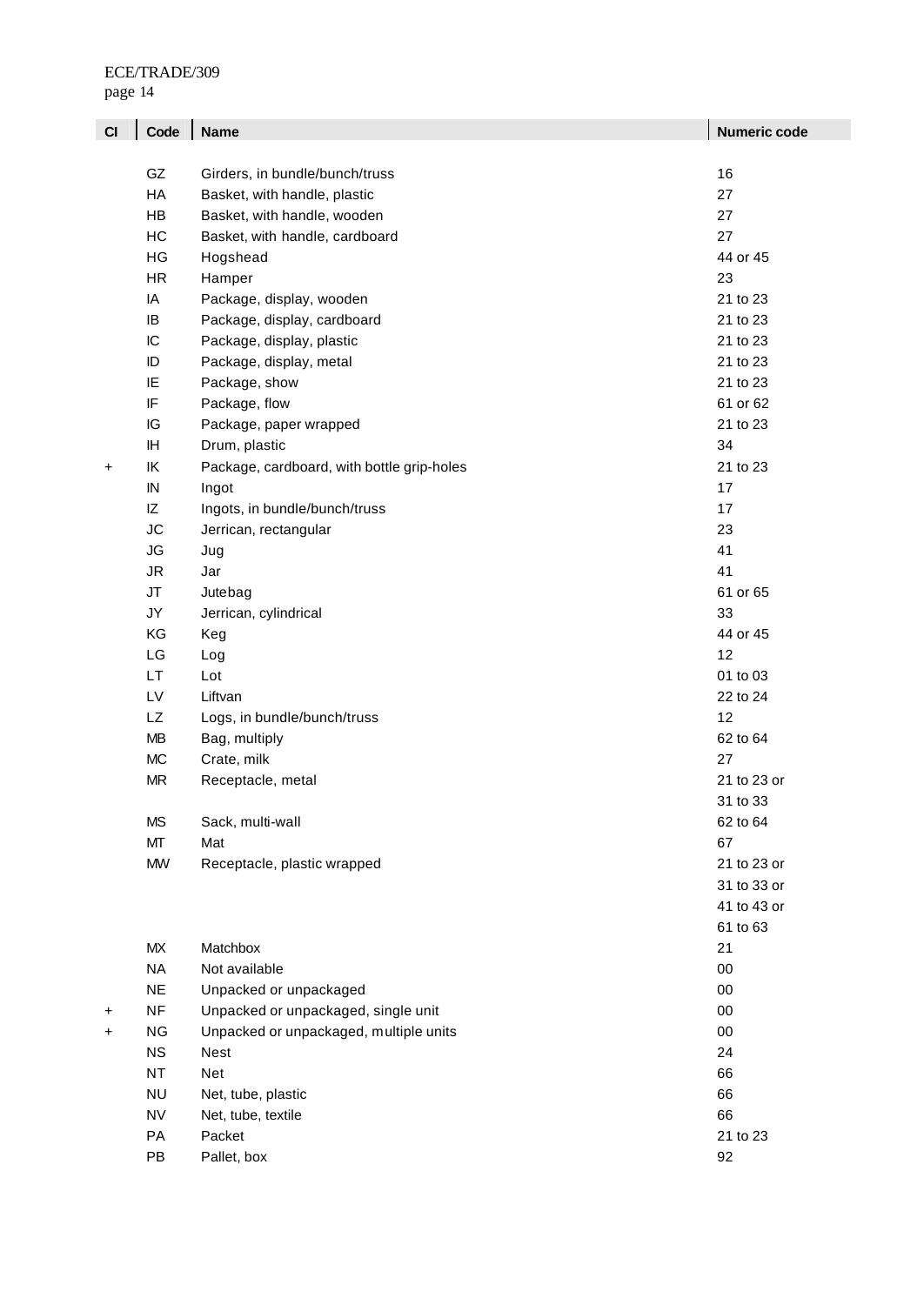| CI | Code | Name | Numeric code |
|---|---|---|---|
| | GZ | Girders, in bundle/bunch/truss | 16 |
| | HA | Basket, with handle, plastic | 27 |
| | HB | Basket, with handle, wooden | 27 |
| | HC | Basket, with handle, cardboard | 27 |
| | HG | Hogshead | 44 or 45 |
| | HR | Hamper | 23 |
| | IA | Package, display, wooden | 21 to 23 |
| | IB | Package, display, cardboard | 21 to 23 |
| | IC | Package, display, plastic | 21 to 23 |
| | ID | Package, display, metal | 21 to 23 |
| | IE | Package, show | 21 to 23 |
| | IF | Package, flow | 61 or 62 |
| | IG | Package, paper wrapped | 21 to 23 |
| | IH | Drum, plastic | 34 |
| + | IK | Package, cardboard, with bottle grip-holes | 21 to 23 |
| | IN | Ingot | 17 |
| | IZ | Ingots, in bundle/bunch/truss | 17 |
| | JC | Jerrican, rectangular | 23 |
| | JG | Jug | 41 |
| | JR | Jar | 41 |
| | JT | Jutebag | 61 or 65 |
| | JY | Jerrican, cylindrical | 33 |
| | KG | Keg | 44 or 45 |
| | LG | Log | 12 |
| | LT | Lot | 01 to 03 |
| | LV | Liftvan | 22 to 24 |
| | LZ | Logs, in bundle/bunch/truss | 12 |
| | MB | Bag, multiply | 62 to 64 |
| | MC | Crate, milk | 27 |
| | MR | Receptacle, metal | 21 to 23 or 31 to 33 |
| | MS | Sack, multi-wall | 62 to 64 |
| | MT | Mat | 67 |
| | MW | Receptacle, plastic wrapped | 21 to 23 or 31 to 33 or 41 to 43 or 61 to 63 |
| | MX | Matchbox | 21 |
| | NA | Not available | 00 |
| | NE | Unpacked or unpackaged | 00 |
| + | NF | Unpacked or unpackaged, single unit | 00 |
| + | NG | Unpacked or unpackaged, multiple units | 00 |
| | NS | Nest | 24 |
| | NT | Net | 66 |
| | NU | Net, tube, plastic | 66 |
| | NV | Net, tube, textile | 66 |
| | PA | Packet | 21 to 23 |
| | PB | Pallet, box | 92 |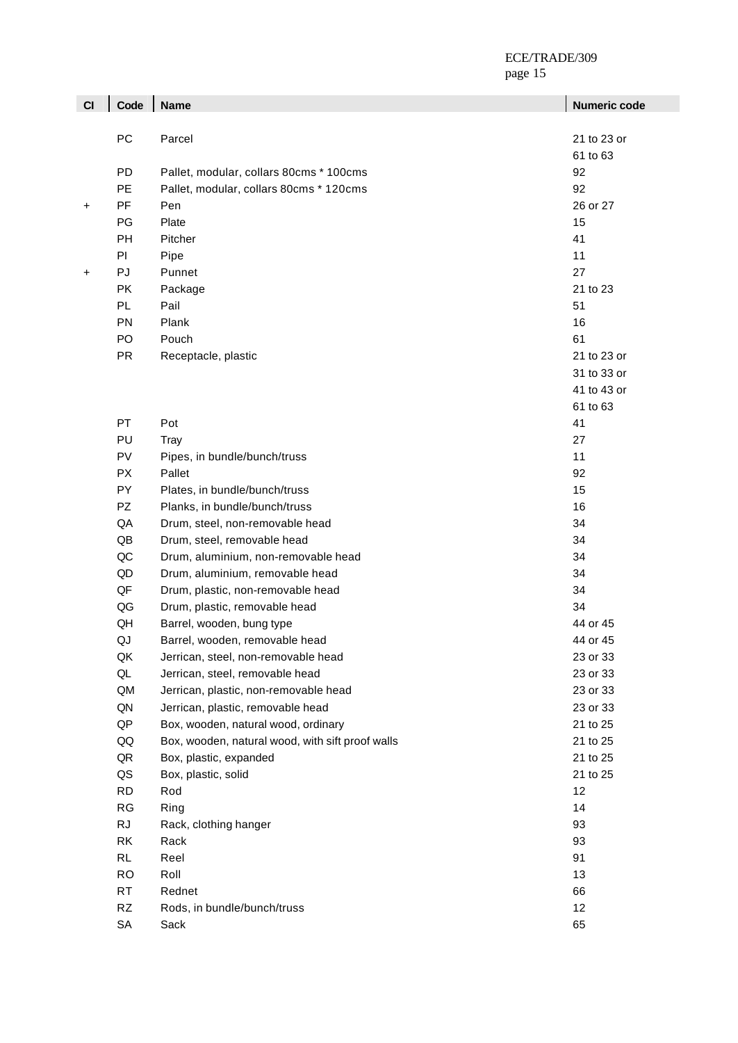| Cl | Code | Name | Numeric code |
|---|---|---|---|
| | PC | Parcel | 21 to 23 or 61 to 63 |
| | PD | Pallet, modular, collars 80cms * 100cms | 92 |
| | PE | Pallet, modular, collars 80cms * 120cms | 92 |
| + | PF | Pen | 26 or 27 |
| | PG | Plate | 15 |
| | PH | Pitcher | 41 |
| | PI | Pipe | 11 |
| + | PJ | Punnet | 27 |
| | PK | Package | 21 to 23 |
| | PL | Pail | 51 |
| | PN | Plank | 16 |
| | PO | Pouch | 61 |
| | PR | Receptacle, plastic | 21 to 23 or 31 to 33 or 41 to 43 or 61 to 63 |
| | PT | Pot | 41 |
| | PU | Tray | 27 |
| | PV | Pipes, in bundle/bunch/truss | 11 |
| | PX | Pallet | 92 |
| | PY | Plates, in bundle/bunch/truss | 15 |
| | PZ | Planks, in bundle/bunch/truss | 16 |
| | QA | Drum, steel, non-removable head | 34 |
| | QB | Drum, steel, removable head | 34 |
| | QC | Drum, aluminium, non-removable head | 34 |
| | QD | Drum, aluminium, removable head | 34 |
| | QF | Drum, plastic, non-removable head | 34 |
| | QG | Drum, plastic, removable head | 34 |
| | QH | Barrel, wooden, bung type | 44 or 45 |
| | QJ | Barrel, wooden, removable head | 44 or 45 |
| | QK | Jerrican, steel, non-removable head | 23 or 33 |
| | QL | Jerrican, steel, removable head | 23 or 33 |
| | QM | Jerrican, plastic, non-removable head | 23 or 33 |
| | QN | Jerrican, plastic, removable head | 23 or 33 |
| | QP | Box, wooden, natural wood, ordinary | 21 to 25 |
| | QQ | Box, wooden, natural wood, with sift proof walls | 21 to 25 |
| | QR | Box, plastic, expanded | 21 to 25 |
| | QS | Box, plastic, solid | 21 to 25 |
| | RD | Rod | 12 |
| | RG | Ring | 14 |
| | RJ | Rack, clothing hanger | 93 |
| | RK | Rack | 93 |
| | RL | Reel | 91 |
| | RO | Roll | 13 |
| | RT | Rednet | 66 |
| | RZ | Rods, in bundle/bunch/truss | 12 |
| | SA | Sack | 65 |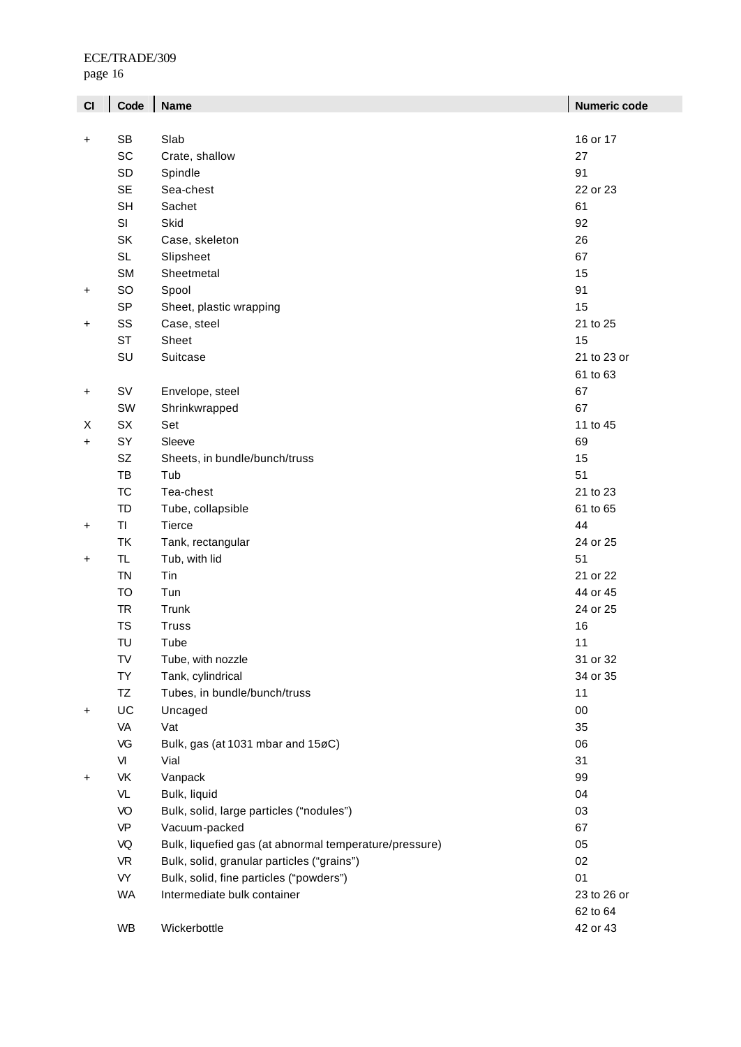| Cl | Code | Name | Numeric code |
|---|---|---|---|
| + | SB | Slab | 16 or 17 |
| | SC | Crate, shallow | 27 |
| | SD | Spindle | 91 |
| | SE | Sea-chest | 22 or 23 |
| | SH | Sachet | 61 |
| | SI | Skid | 92 |
| | SK | Case, skeleton | 26 |
| | SL | Slipsheet | 67 |
| | SM | Sheetmetal | 15 |
| + | SO | Spool | 91 |
| | SP | Sheet, plastic wrapping | 15 |
| + | SS | Case, steel | 21 to 25 |
| | ST | Sheet | 15 |
| | SU | Suitcase | 21 to 23 or 61 to 63 |
| + | SV | Envelope, steel | 67 |
| | SW | Shrinkwrapped | 67 |
| X | SX | Set | 11 to 45 |
| + | SY | Sleeve | 69 |
| | SZ | Sheets, in bundle/bunch/truss | 15 |
| | TB | Tub | 51 |
| | TC | Tea-chest | 21 to 23 |
| | TD | Tube, collapsible | 61 to 65 |
| + | TI | Tierce | 44 |
| | TK | Tank, rectangular | 24 or 25 |
| + | TL | Tub, with lid | 51 |
| | TN | Tin | 21 or 22 |
| | TO | Tun | 44 or 45 |
| | TR | Trunk | 24 or 25 |
| | TS | Truss | 16 |
| | TU | Tube | 11 |
| | TV | Tube, with nozzle | 31 or 32 |
| | TY | Tank, cylindrical | 34 or 35 |
| | TZ | Tubes, in bundle/bunch/truss | 11 |
| + | UC | Uncaged | 00 |
| | VA | Vat | 35 |
| | VG | Bulk, gas (at 1031 mbar and 15øC) | 06 |
| | VI | Vial | 31 |
| + | VK | Vanpack | 99 |
| | VL | Bulk, liquid | 04 |
| | VO | Bulk, solid, large particles ("nodules") | 03 |
| | VP | Vacuum-packed | 67 |
| | VQ | Bulk, liquefied gas (at abnormal temperature/pressure) | 05 |
| | VR | Bulk, solid, granular particles ("grains") | 02 |
| | VY | Bulk, solid, fine particles ("powders") | 01 |
| | WA | Intermediate bulk container | 23 to 26 or 62 to 64 |
| | WB | Wickerbottle | 42 or 43 |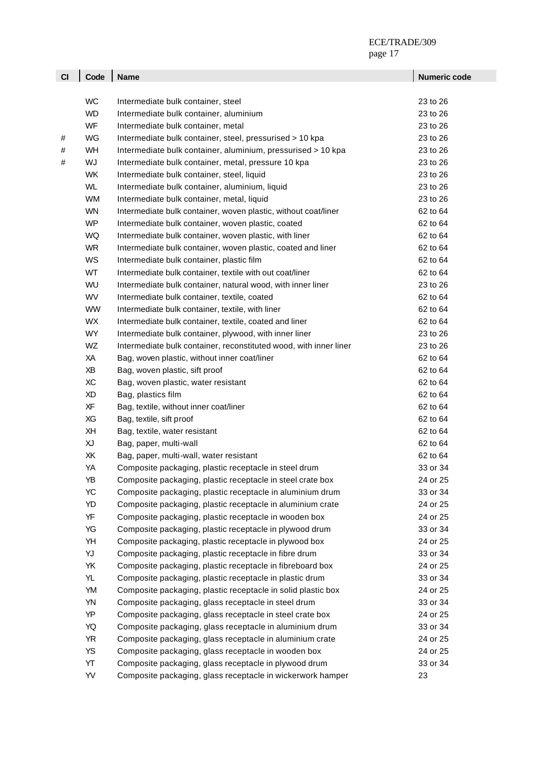| Cl | Code | Name | Numeric code |
|---|---|---|---|
| | WC | Intermediate bulk container, steel | 23 to 26 |
| | WD | Intermediate bulk container, aluminium | 23 to 26 |
| | WF | Intermediate bulk container, metal | 23 to 26 |
| # | WG | Intermediate bulk container, steel, pressurised > 10 kpa | 23 to 26 |
| # | WH | Intermediate bulk container, aluminium, pressurised > 10 kpa | 23 to 26 |
| # | WJ | Intermediate bulk container, metal, pressure 10 kpa | 23 to 26 |
| | WK | Intermediate bulk container, steel, liquid | 23 to 26 |
| | WL | Intermediate bulk container, aluminium, liquid | 23 to 26 |
| | WM | Intermediate bulk container, metal, liquid | 23 to 26 |
| | WN | Intermediate bulk container, woven plastic, without coat/liner | 62 to 64 |
| | WP | Intermediate bulk container, woven plastic, coated | 62 to 64 |
| | WQ | Intermediate bulk container, woven plastic, with liner | 62 to 64 |
| | WR | Intermediate bulk container, woven plastic, coated and liner | 62 to 64 |
| | WS | Intermediate bulk container, plastic film | 62 to 64 |
| | WT | Intermediate bulk container, textile with out coat/liner | 62 to 64 |
| | WU | Intermediate bulk container, natural wood, with inner liner | 23 to 26 |
| | WV | Intermediate bulk container, textile, coated | 62 to 64 |
| | WW | Intermediate bulk container, textile, with liner | 62 to 64 |
| | WX | Intermediate bulk container, textile, coated and liner | 62 to 64 |
| | WY | Intermediate bulk container, plywood, with inner liner | 23 to 26 |
| | WZ | Intermediate bulk container, reconstituted wood, with inner liner | 23 to 26 |
| | XA | Bag, woven plastic, without inner coat/liner | 62 to 64 |
| | XB | Bag, woven plastic, sift proof | 62 to 64 |
| | XC | Bag, woven plastic, water resistant | 62 to 64 |
| | XD | Bag, plastics film | 62 to 64 |
| | XF | Bag, textile, without inner coat/liner | 62 to 64 |
| | XG | Bag, textile, sift proof | 62 to 64 |
| | XH | Bag, textile, water resistant | 62 to 64 |
| | XJ | Bag, paper, multi-wall | 62 to 64 |
| | XK | Bag, paper, multi-wall, water resistant | 62 to 64 |
| | YA | Composite packaging, plastic receptacle in steel drum | 33 or 34 |
| | YB | Composite packaging, plastic receptacle in steel crate box | 24 or 25 |
| | YC | Composite packaging, plastic receptacle in aluminium drum | 33 or 34 |
| | YD | Composite packaging, plastic receptacle in aluminium crate | 24 or 25 |
| | YF | Composite packaging, plastic receptacle in wooden box | 24 or 25 |
| | YG | Composite packaging, plastic receptacle in plywood drum | 33 or 34 |
| | YH | Composite packaging, plastic receptacle in plywood box | 24 or 25 |
| | YJ | Composite packaging, plastic receptacle in fibre drum | 33 or 34 |
| | YK | Composite packaging, plastic receptacle in fibreboard box | 24 or 25 |
| | YL | Composite packaging, plastic receptacle in plastic drum | 33 or 34 |
| | YM | Composite packaging, plastic receptacle in solid plastic box | 24 or 25 |
| | YN | Composite packaging, glass receptacle in steel drum | 33 or 34 |
| | YP | Composite packaging, glass receptacle in steel crate box | 24 or 25 |
| | YQ | Composite packaging, glass receptacle in aluminium drum | 33 or 34 |
| | YR | Composite packaging, glass receptacle in aluminium crate | 24 or 25 |
| | YS | Composite packaging, glass receptacle in wooden box | 24 or 25 |
| | YT | Composite packaging, glass receptacle in plywood drum | 33 or 34 |
| | YV | Composite packaging, glass receptacle in wickerwork hamper | 23 |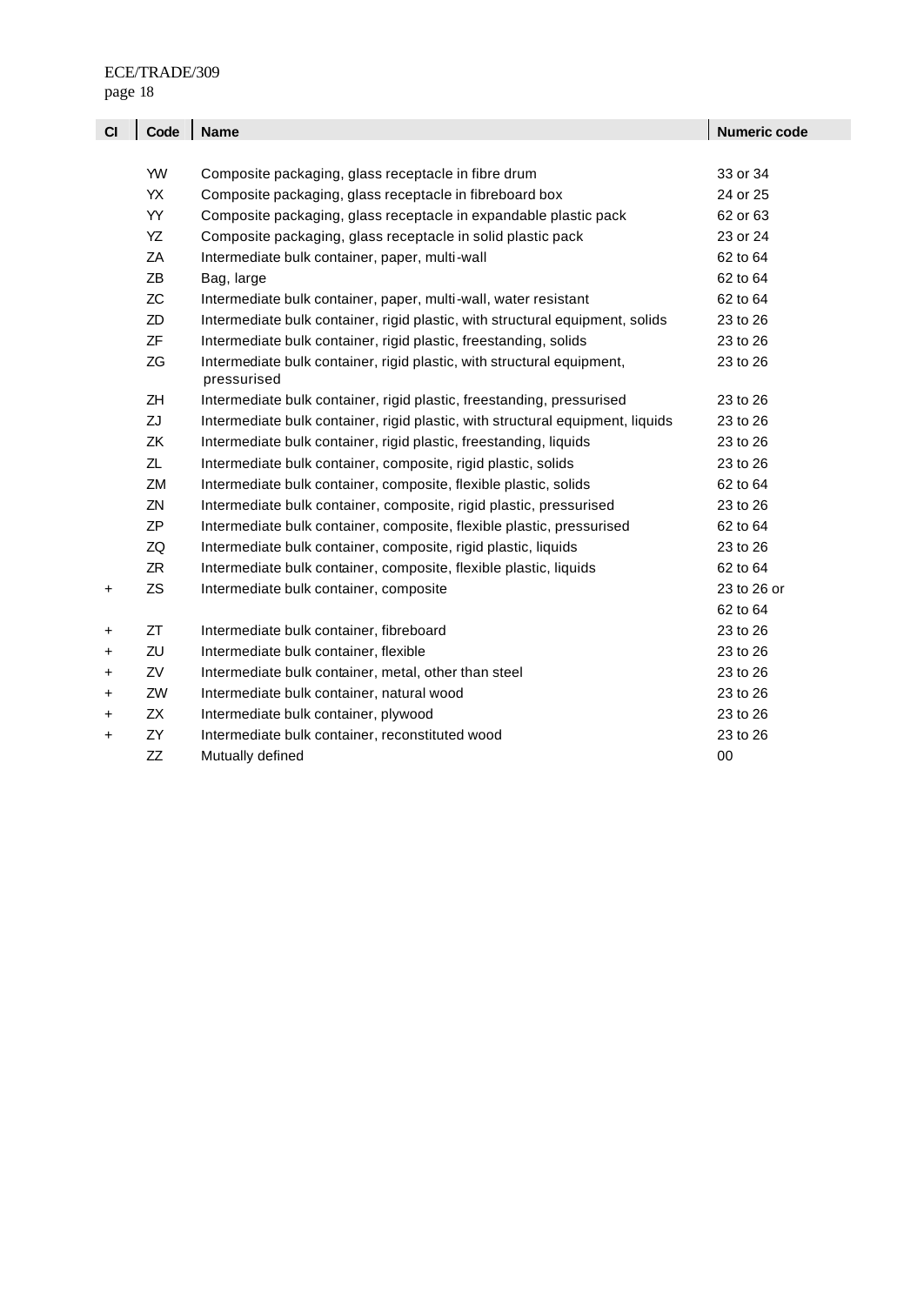| Cl | Code | Name | Numeric code |
|---|---|---|---|
| | YW | Composite packaging, glass receptacle in fibre drum | 33 or 34 |
| | YX | Composite packaging, glass receptacle in fibreboard box | 24 or 25 |
| | YY | Composite packaging, glass receptacle in expandable plastic pack | 62 or 63 |
| | YZ | Composite packaging, glass receptacle in solid plastic pack | 23 or 24 |
| | ZA | Intermediate bulk container, paper, multi-wall | 62 to 64 |
| | ZB | Bag, large | 62 to 64 |
| | ZC | Intermediate bulk container, paper, multi-wall, water resistant | 62 to 64 |
| | ZD | Intermediate bulk container, rigid plastic, with structural equipment, solids | 23 to 26 |
| | ZF | Intermediate bulk container, rigid plastic, freestanding, solids | 23 to 26 |
| | ZG | Intermediate bulk container, rigid plastic, with structural equipment, pressurised | 23 to 26 |
| | ZH | Intermediate bulk container, rigid plastic, freestanding, pressurised | 23 to 26 |
| | ZJ | Intermediate bulk container, rigid plastic, with structural equipment, liquids | 23 to 26 |
| | ZK | Intermediate bulk container, rigid plastic, freestanding, liquids | 23 to 26 |
| | ZL | Intermediate bulk container, composite, rigid plastic, solids | 23 to 26 |
| | ZM | Intermediate bulk container, composite, flexible plastic, solids | 62 to 64 |
| | ZN | Intermediate bulk container, composite, rigid plastic, pressurised | 23 to 26 |
| | ZP | Intermediate bulk container, composite, flexible plastic, pressurised | 62 to 64 |
| | ZQ | Intermediate bulk container, composite, rigid plastic, liquids | 23 to 26 |
| | ZR | Intermediate bulk container, composite, flexible plastic, liquids | 62 to 64 |
| + | ZS | Intermediate bulk container, composite | 23 to 26 or 62 to 64 |
| + | ZT | Intermediate bulk container, fibreboard | 23 to 26 |
| + | ZU | Intermediate bulk container, flexible | 23 to 26 |
| + | ZV | Intermediate bulk container, metal, other than steel | 23 to 26 |
| + | ZW | Intermediate bulk container, natural wood | 23 to 26 |
| + | ZX | Intermediate bulk container, plywood | 23 to 26 |
| + | ZY | Intermediate bulk container, reconstituted wood | 23 to 26 |
| | ZZ | Mutually defined | 00 |